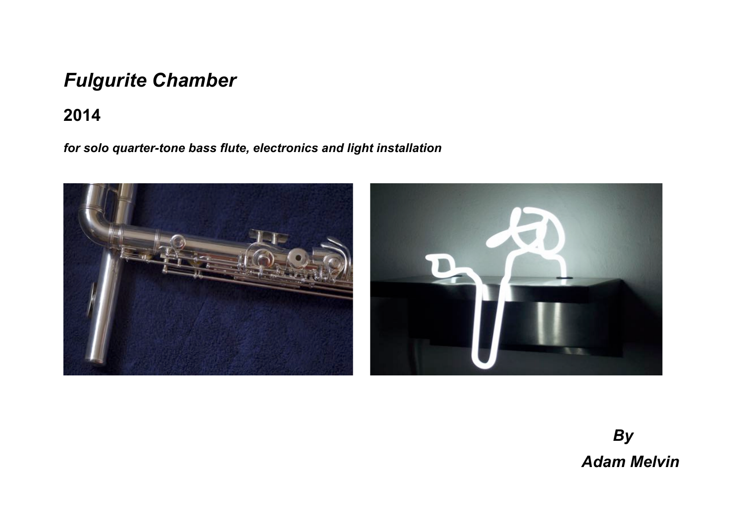# *Fulgurite Chamber*

## 2014

***for solo quarter-tone bass flute, electronics and light installation***

***By***

***Adam Melvin***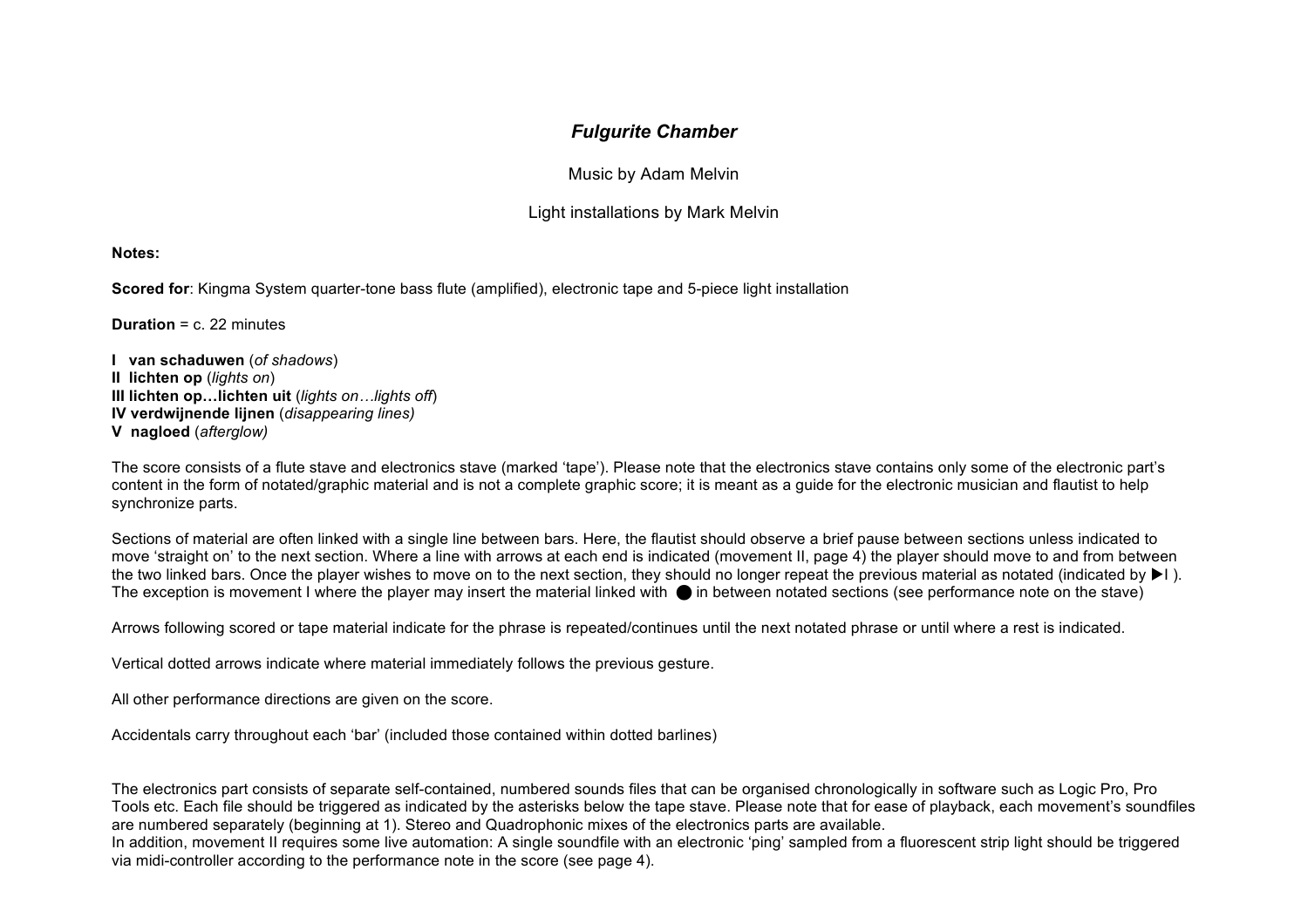# *Fulgurite Chamber*

Music by Adam Melvin

Light installations by Mark Melvin

**Notes:**

**Scored for**: Kingma System quarter-tone bass flute (amplified), electronic tape and 5-piece light installation

**Duration** = c. 22 minutes

**I van schaduwen** (*of shadows*)
**II lichten op** (*lights on*)
**III lichten op…lichten uit** (*lights on…lights off*)
**IV verdwijnende lijnen** (*disappearing lines)*
**V nagloed** (*afterglow)*

The score consists of a flute stave and electronics stave (marked 'tape'). Please note that the electronics stave contains only some of the electronic part's content in the form of notated/graphic material and is not a complete graphic score; it is meant as a guide for the electronic musician and flautist to help synchronize parts.

Sections of material are often linked with a single line between bars. Here, the flautist should observe a brief pause between sections unless indicated to move 'straight on' to the next section. Where a line with arrows at each end is indicated (movement II, page 4) the player should move to and from between the two linked bars. Once the player wishes to move on to the next section, they should no longer repeat the previous material as notated (indicated by ▶I ). The exception is movement I where the player may insert the material linked with ⬤ in between notated sections (see performance note on the stave)

Arrows following scored or tape material indicate for the phrase is repeated/continues until the next notated phrase or until where a rest is indicated.

Vertical dotted arrows indicate where material immediately follows the previous gesture.

All other performance directions are given on the score.

Accidentals carry throughout each 'bar' (included those contained within dotted barlines)

The electronics part consists of separate self-contained, numbered sounds files that can be organised chronologically in software such as Logic Pro, Pro Tools etc. Each file should be triggered as indicated by the asterisks below the tape stave. Please note that for ease of playback, each movement's soundfiles are numbered separately (beginning at 1). Stereo and Quadrophonic mixes of the electronics parts are available.
In addition, movement II requires some live automation: A single soundfile with an electronic 'ping' sampled from a fluorescent strip light should be triggered via midi-controller according to the performance note in the score (see page 4).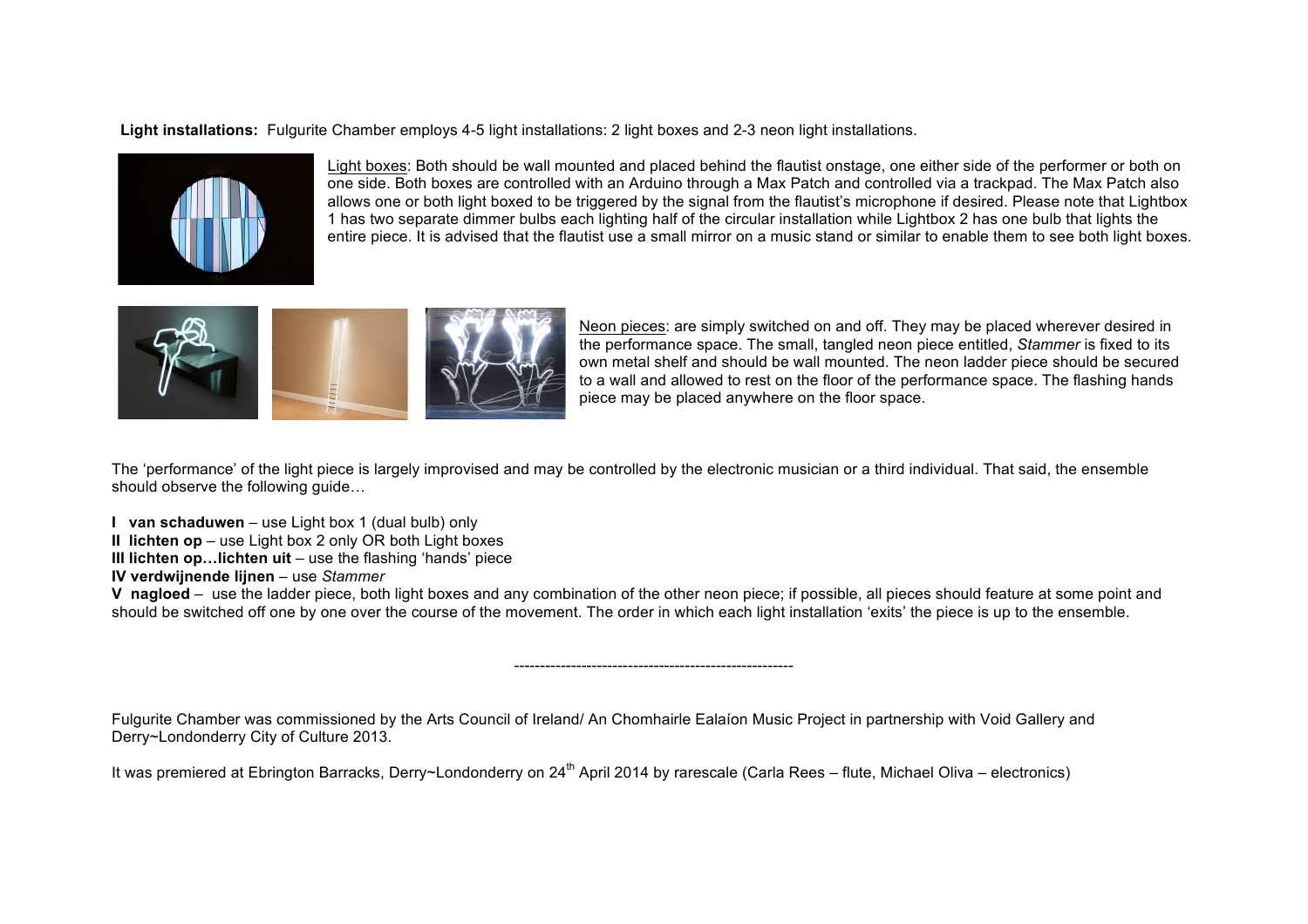**Light installations:** Fulgurite Chamber employs 4-5 light installations: 2 light boxes and 2-3 neon light installations.

Light boxes: Both should be wall mounted and placed behind the flautist onstage, one either side of the performer or both on one side. Both boxes are controlled with an Arduino through a Max Patch and controlled via a trackpad. The Max Patch also allows one or both light boxed to be triggered by the signal from the flautist's microphone if desired. Please note that Lightbox 1 has two separate dimmer bulbs each lighting half of the circular installation while Lightbox 2 has one bulb that lights the entire piece. It is advised that the flautist use a small mirror on a music stand or similar to enable them to see both light boxes.

Neon pieces: are simply switched on and off. They may be placed wherever desired in the performance space. The small, tangled neon piece entitled, *Stammer* is fixed to its own metal shelf and should be wall mounted. The neon ladder piece should be secured to a wall and allowed to rest on the floor of the performance space. The flashing hands piece may be placed anywhere on the floor space.

The 'performance' of the light piece is largely improvised and may be controlled by the electronic musician or a third individual. That said, the ensemble should observe the following guide…

**I van schaduwen** – use Light box 1 (dual bulb) only
**II lichten op** – use Light box 2 only OR both Light boxes
**III lichten op…lichten uit** – use the flashing 'hands' piece
**IV verdwijnende lijnen** – use *Stammer*
**V nagloed** – use the ladder piece, both light boxes and any combination of the other neon piece; if possible, all pieces should feature at some point and should be switched off one by one over the course of the movement. The order in which each light installation 'exits' the piece is up to the ensemble.

------------------------------------------------------

Fulgurite Chamber was commissioned by the Arts Council of Ireland/ An Chomhairle Ealaíon Music Project in partnership with Void Gallery and Derry~Londonderry City of Culture 2013.

It was premiered at Ebrington Barracks, Derry~Londonderry on 24th April 2014 by rarescale (Carla Rees – flute, Michael Oliva – electronics)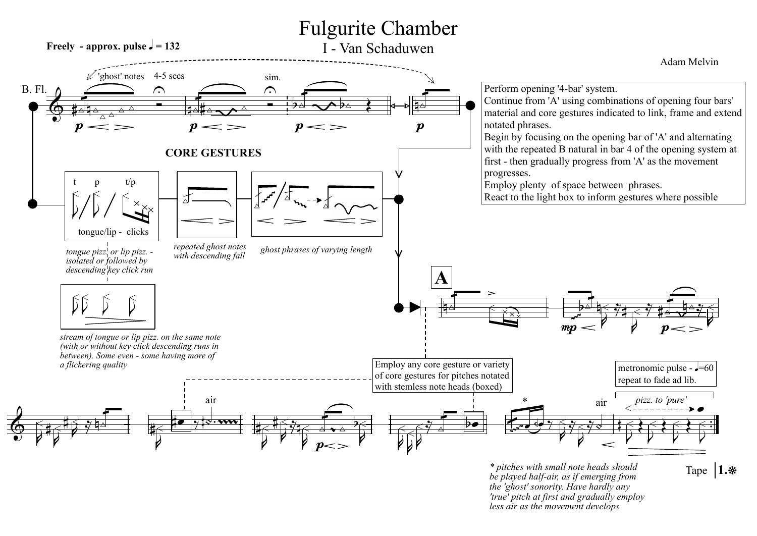# Fulgurite Chamber

## I - Van Schaduwen

**Freely - approx. pulse ♩ = 132**

Adam Melvin

B. Fl.

'ghost' notes

4-5 secs

sim.

Perform opening '4-bar' system.
Continue from 'A' using combinations of opening four bars' material and core gestures indicated to link, frame and extend notated phrases.
Begin by focusing on the opening bar of 'A' and alternating with the repeated B natural in bar 4 of the opening system at first - then gradually progress from 'A' as the movement progresses.
Employ plenty of space between phrases.
React to the light box to inform gestures where possible

**CORE GESTURES**

t p t/p

tongue/lip - clicks

*tongue pizz. or lip pizz. - isolated or followed by descending key click run*

*repeated ghost notes with descending fall*

*ghost phrases of varying length*

*stream of tongue or lip pizz. on the same note (with or without key click descending runs in between). Some even - some having more of a flickering quality*

**A**

Employ any core gesture or variety of core gestures for pitches notated with stemless note heads (boxed)

metronomic pulse - ♩=60
repeat to fade ad lib.

air

air

*pizz. to 'pure'*

*\* pitches with small note heads should be played half-air, as if emerging from the 'ghost' sonority. Have hardly any 'true' pitch at first and gradually employ less air as the movement develops*

Tape **1.❋**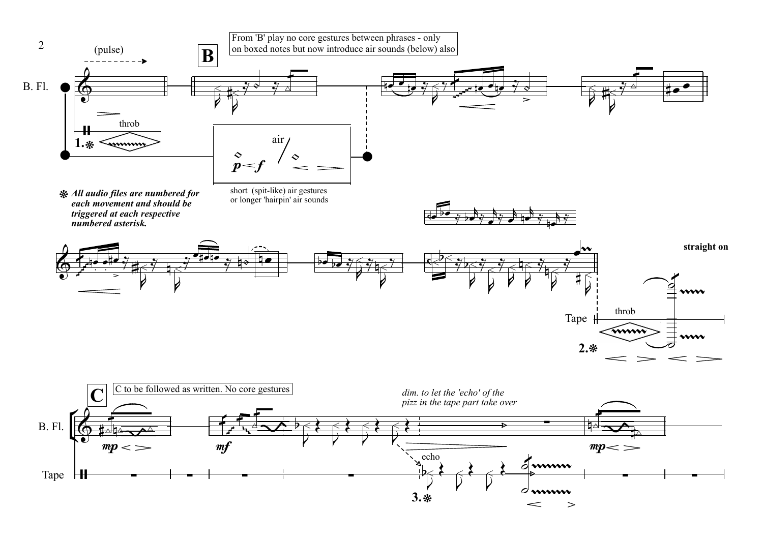(pulse)

B. Fl.

throb

1.❋

**B**

From 'B' play no core gestures between phrases - only on boxed notes but now introduce air sounds (below) also

air

$p < f$

short (spit-like) air gestures or longer 'hairpin' air sounds

❋ ***All audio files are numbered for each movement and should be triggered at each respective numbered asterisk.***

**straight on**

Tape

throb

2.❋

**C**

C to be followed as written. No core gestures

B. Fl.

*mp*

*mf*

*dim. to let the 'echo' of the pizz in the tape part take over*

*mp*

Tape

echo

3.❋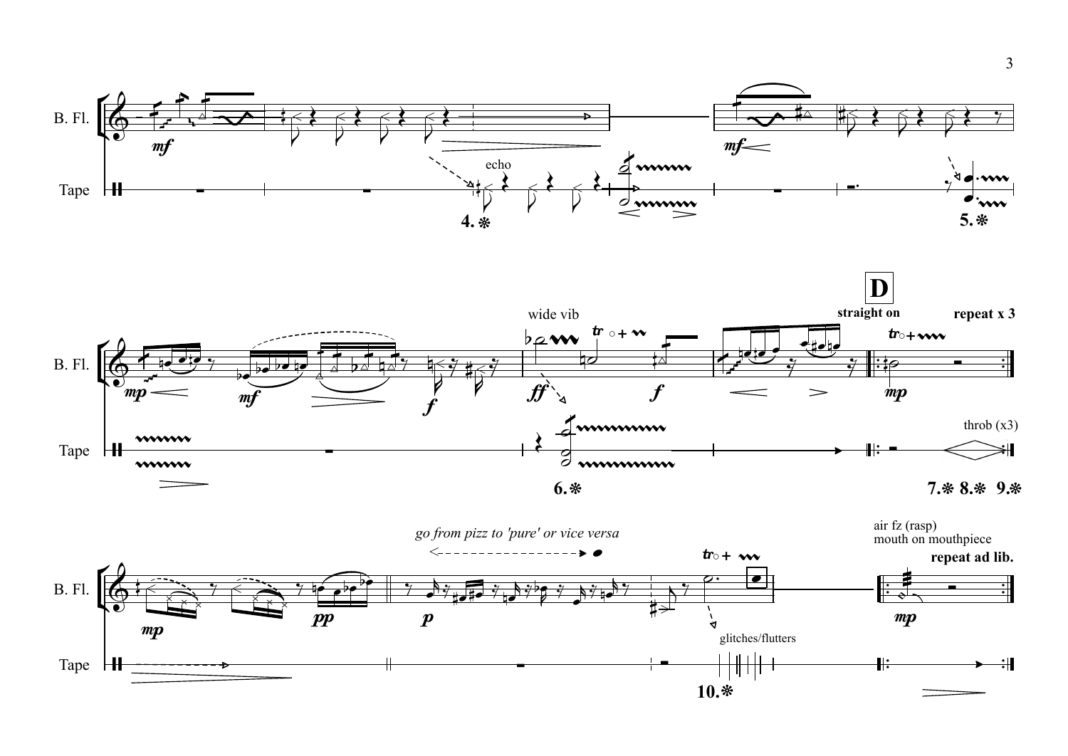B. Fl.

Tape

*mf*

echo

4. ❋

*mf*

5. ❋

**D**

wide vib

**straight on**

**repeat x 3**

B. Fl.

*mp* *mf* *f* *ff* *f* *mp*

Tape

throb (x3)

6. ❋

7. ❋ 8. ❋ 9. ❋

*go from pizz to 'pure' or vice versa*

air fz (rasp)
mouth on mouthpiece

**repeat ad lib.**

B. Fl.

*mp* *pp* *p* *mp*

glitches/flutters

Tape

10. ❋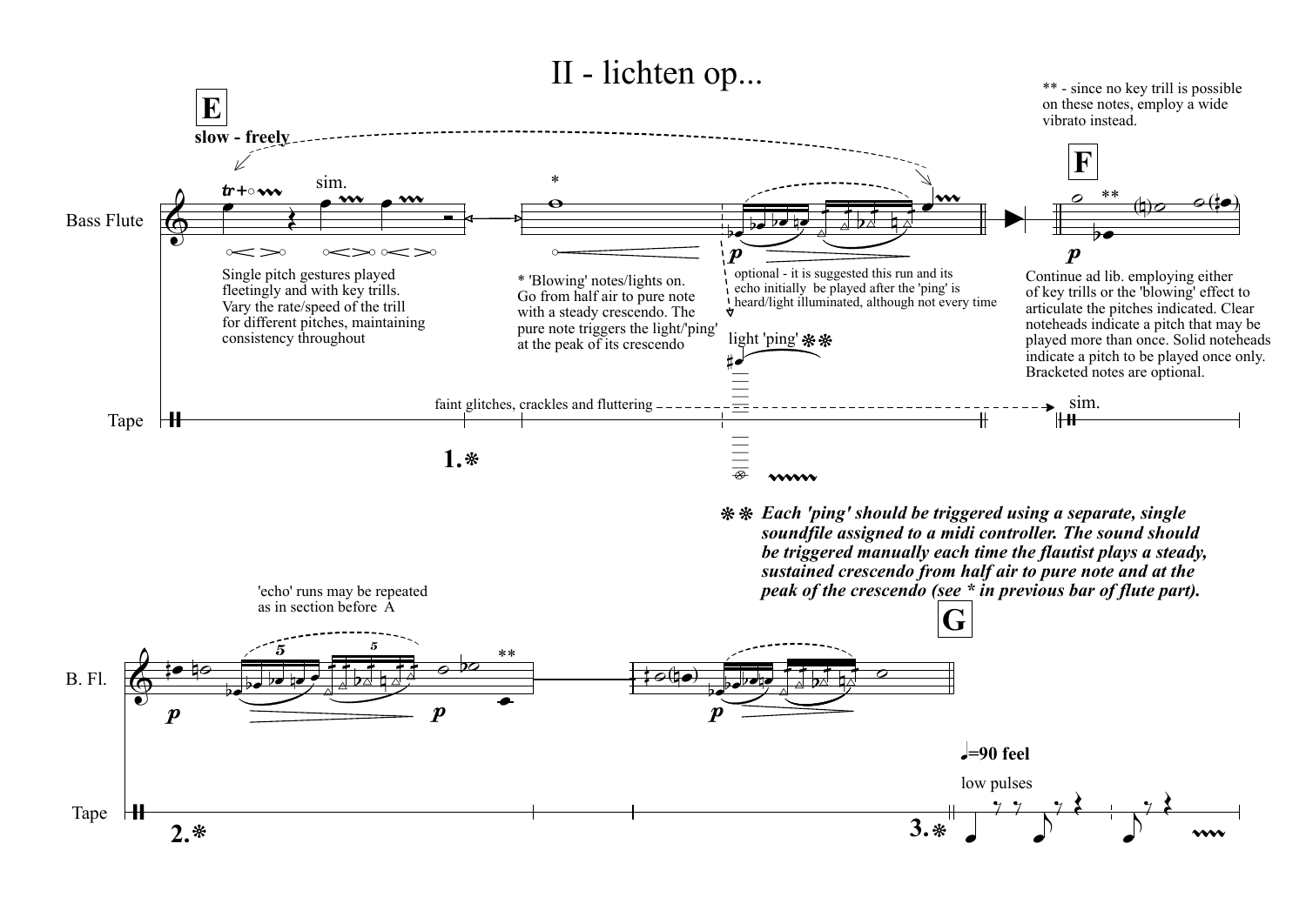# II - lichten op...

**E**

**slow - freely**

sim.

Bass Flute

Tape

Single pitch gestures played fleetingly and with key trills. Vary the rate/speed of the trill for different pitches, maintaining consistency throughout

* 'Blowing' notes/lights on. Go from half air to pure note with a steady crescendo. The pure note triggers the light/'ping' at the peak of its crescendo

optional - it is suggested this run and its echo initially be played after the 'ping' is heard/light illuminated, although not every time

light 'ping' ❋❋

faint glitches, crackles and fluttering

**1.❋**

** - since no key trill is possible on these notes, employ a wide vibrato instead.

**F**

Continue ad lib. employing either of key trills or the 'blowing' effect to articulate the pitches indicated. Clear noteheads indicate a pitch that may be played more than once. Solid noteheads indicate a pitch to be played once only. Bracketed notes are optional.

sim.

❋❋ ***Each 'ping' should be triggered using a separate, single soundfile assigned to a midi controller. The sound should be triggered manually each time the flautist plays a steady, sustained crescendo from half air to pure note and at the peak of the crescendo (see * in previous bar of flute part).***

'echo' runs may be repeated as in section before A

B. Fl.

Tape

**2.❋**

**G**

**♩=90 feel**

low pulses

**3.❋**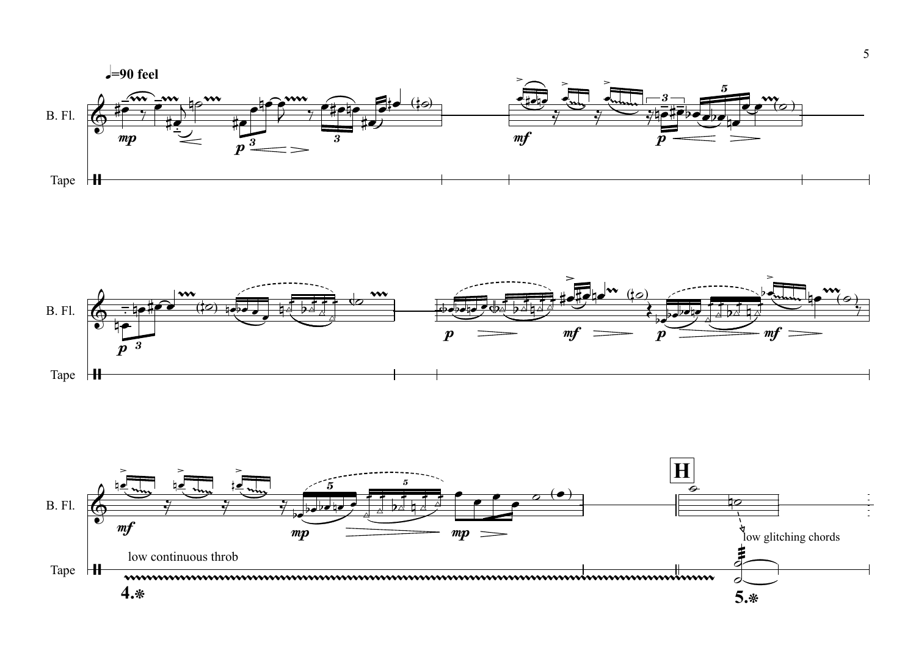♩=90 feel

B. Fl.

Tape

B. Fl.

Tape

B. Fl.

Tape

low continuous throb

4.⁕

**H**

low glitching chords

5.⁕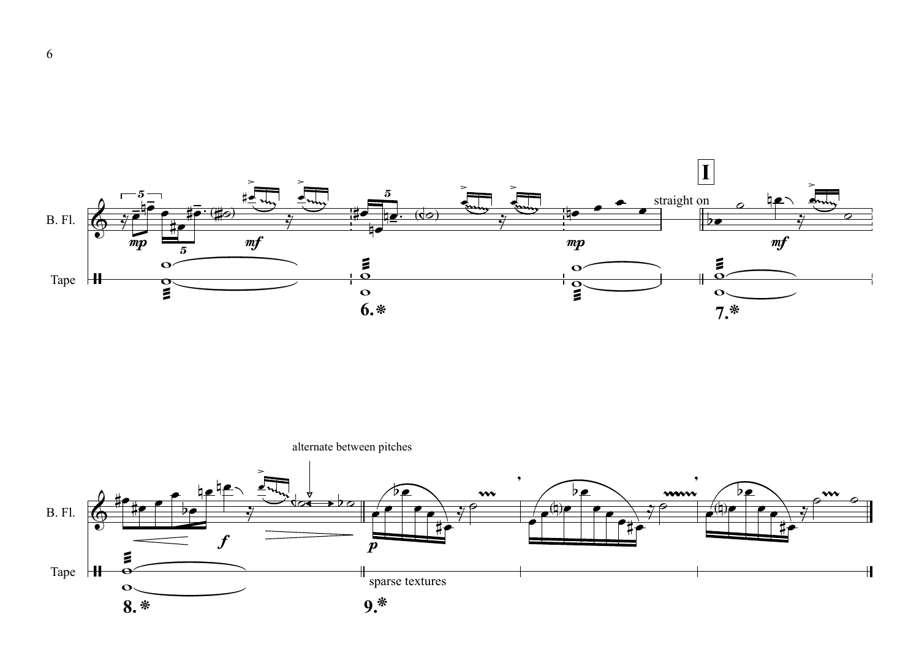B. Fl.

Tape

straight on

**I**

*mp* *mf* *mp* *mf*

**6.**❋ **7.**❋

alternate between pitches

*f* *p*

sparse textures

**8.**❋ **9.**❋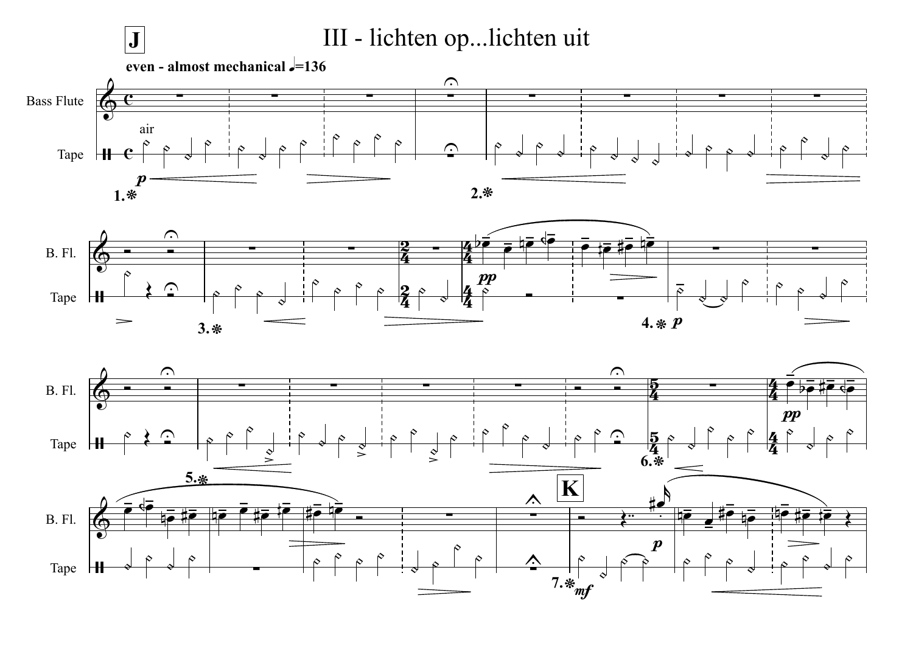# III - lichten op...lichten uit

**J**

**even - almost mechanical** 𝅗𝅥=136

Bass Flute

Tape

air

*p*

1.❋

2.❋

B. Fl.

Tape

3.❋

*pp*

4.❋ *p*

6.❋

5.❋

**K**

7.❋ *mf*

*p*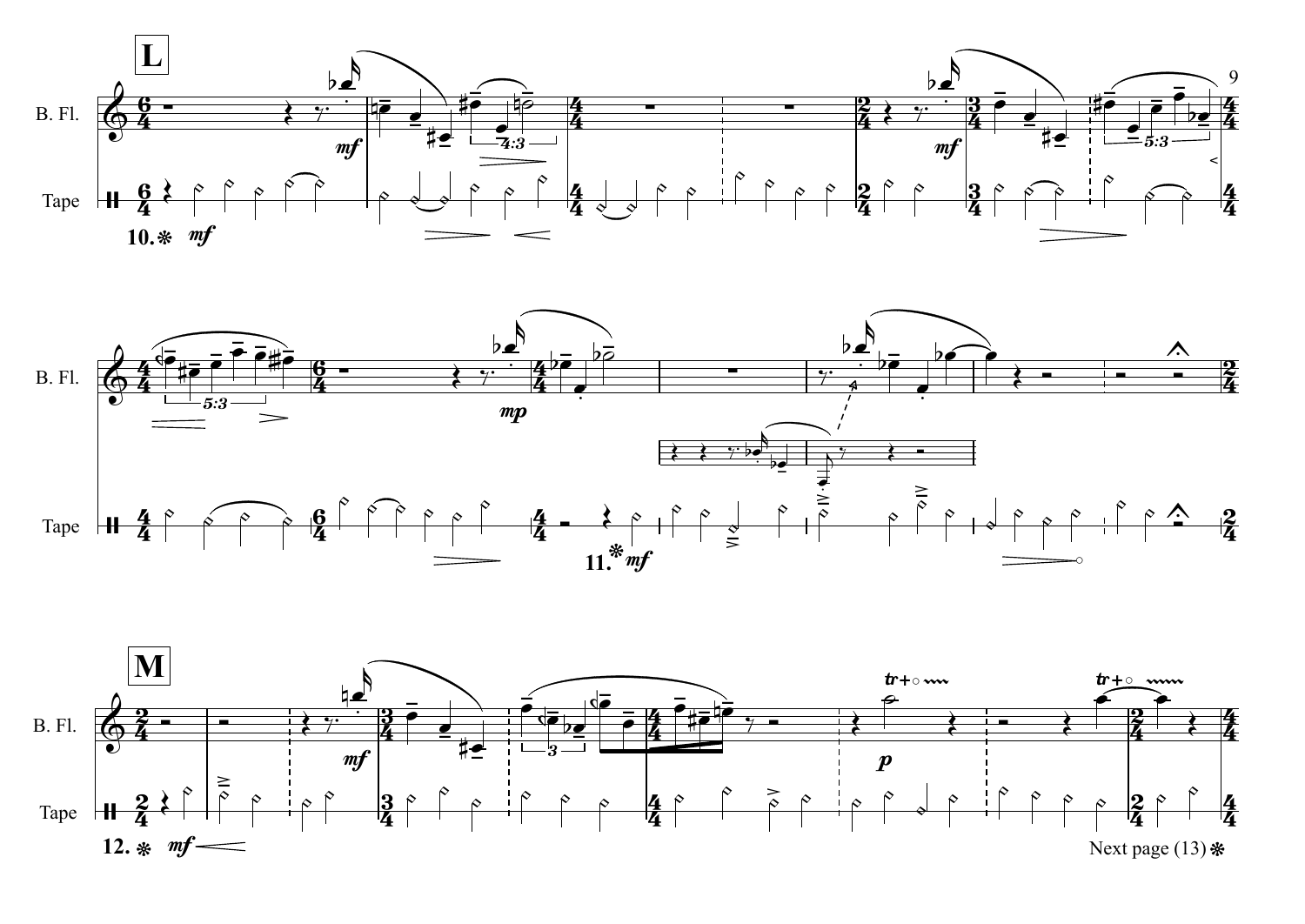**L**

B. Fl.

Tape

10. ❋ *mf*

B. Fl.

Tape

11. ❋ *mf*

**M**

B. Fl.

Tape

12. ❋ *mf*

Next page (13) ❋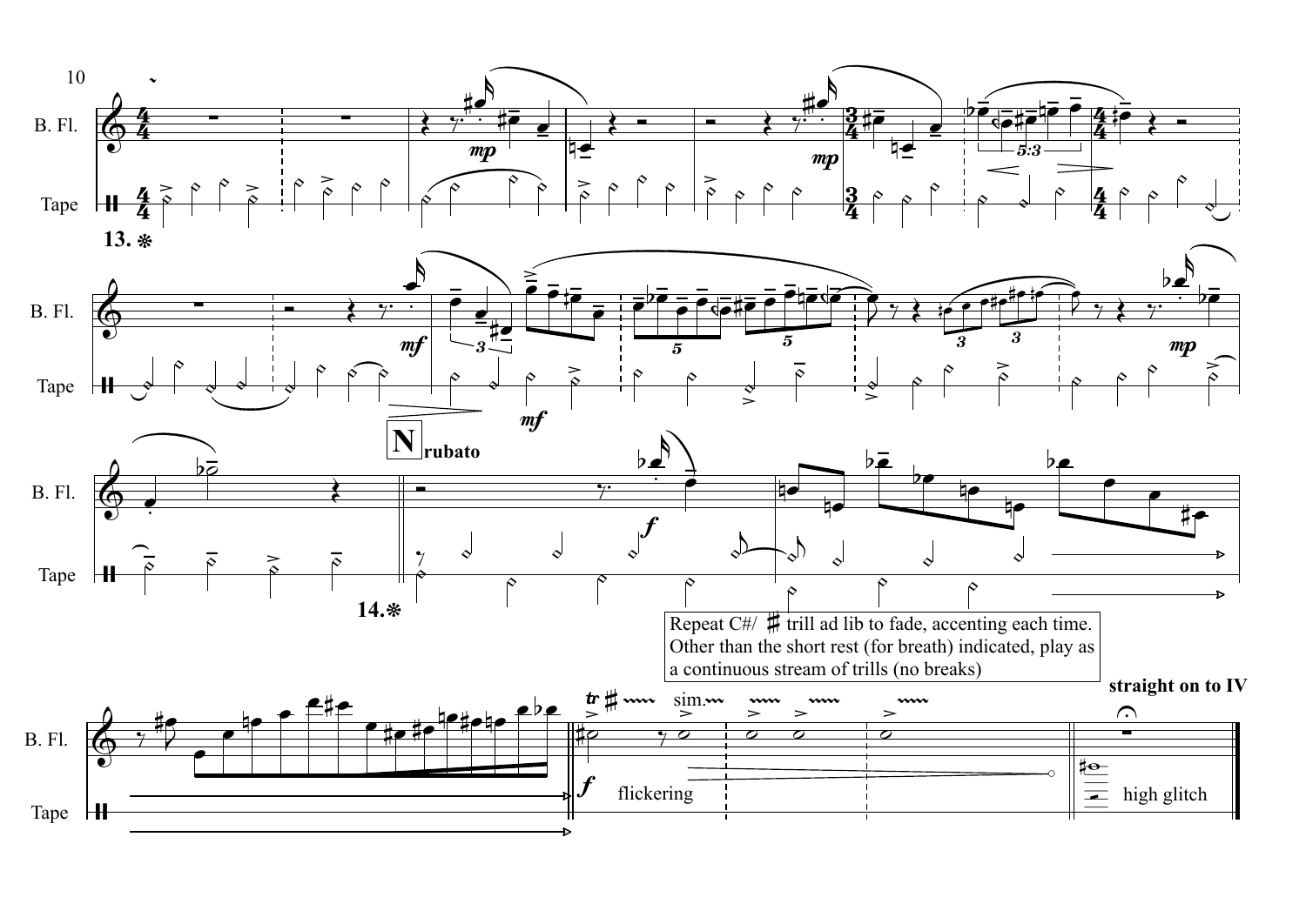10

B. Fl.

Tape

13. ❋

N rubato

14.❋

Repeat C#/ ♯ trill ad lib to fade, accenting each time. Other than the short rest (for breath) indicated, play as a continuous stream of trills (no breaks)

straight on to IV

flickering

high glitch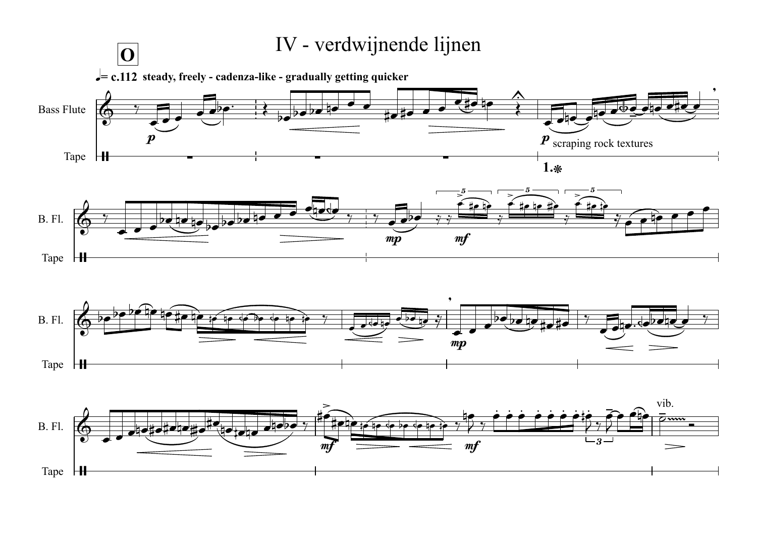# IV - verdwijnende lijnen

**O**

♩= c.112 **steady, freely - cadenza-like - gradually getting quicker**

Bass Flute

Tape

*p* scraping rock textures

1.⎈

B. Fl.

Tape

*mp* *mf*

*mp*

*mf* *mf*

vib.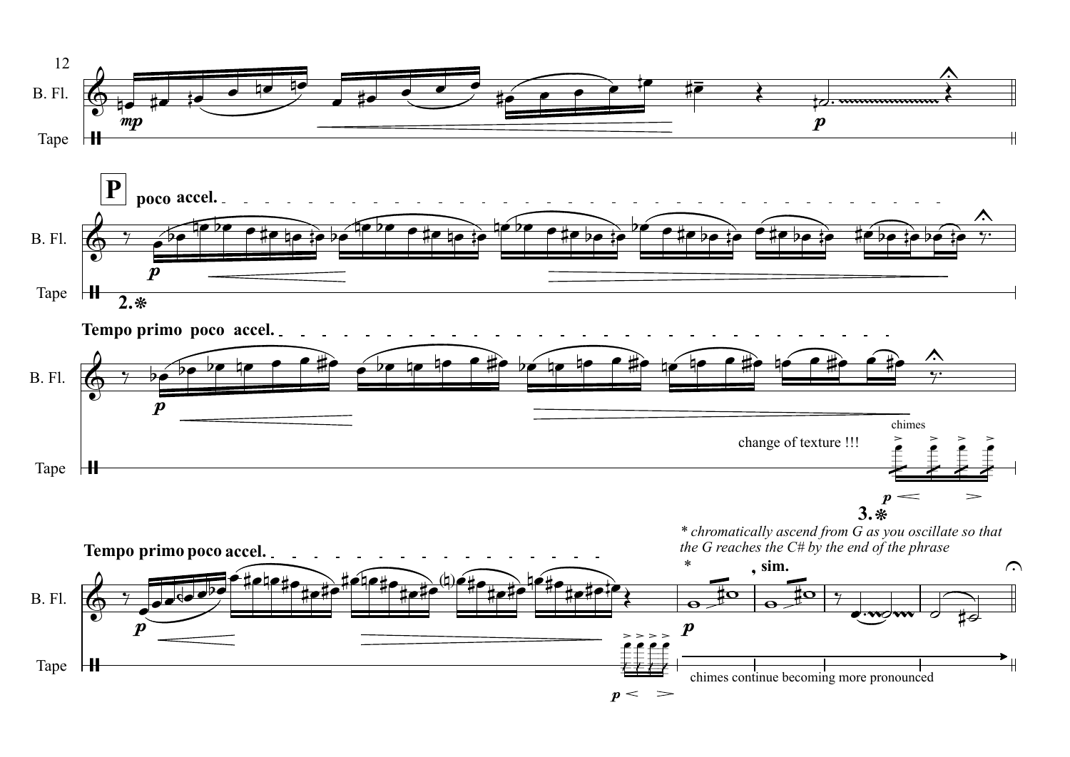12

B. Fl.

Tape

*mp*

*p*

**P**

**poco accel.**

B. Fl.

Tape

*p*

**2.❋**

**Tempo primo poco accel.**

B. Fl.

*p*

chimes

change of texture !!!

Tape

*p*

**3.❋**

*\* chromatically ascend from G as you oscillate so that the G reaches the C# by the end of the phrase*

**Tempo primo poco accel.**

\* **, sim.**

B. Fl.

*p*

*p*

Tape

*p*

chimes continue becoming more pronounced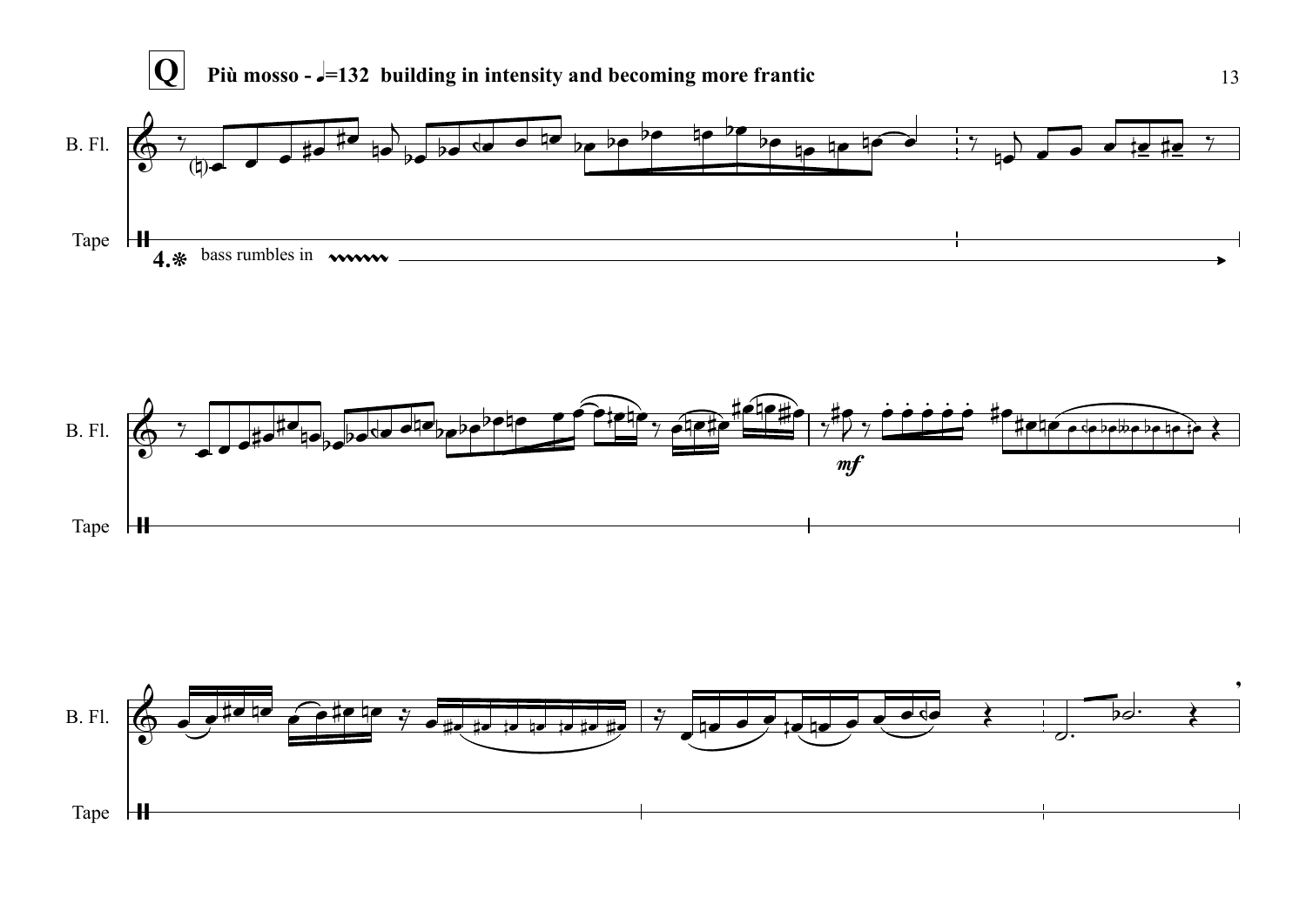**Q** **Più mosso - ♩=132 building in intensity and becoming more frantic**

B. Fl.

Tape

**4.❋** bass rumbles in

*mf*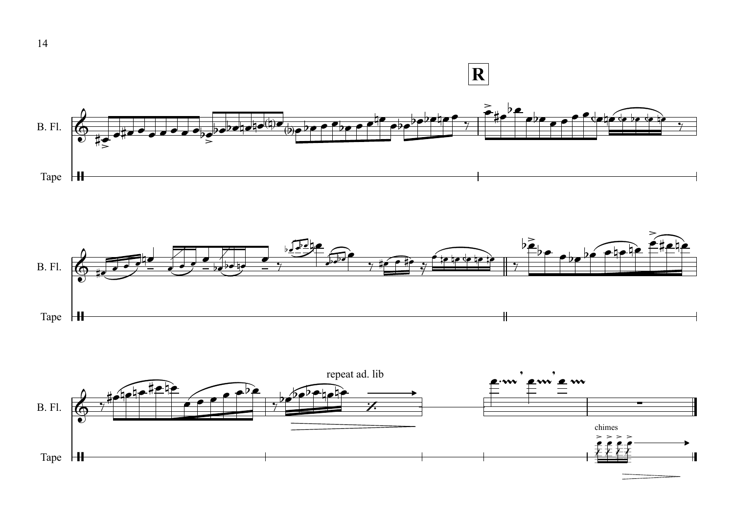**R**

B. Fl.

Tape

B. Fl.

Tape

repeat ad. lib

B. Fl.

chimes

Tape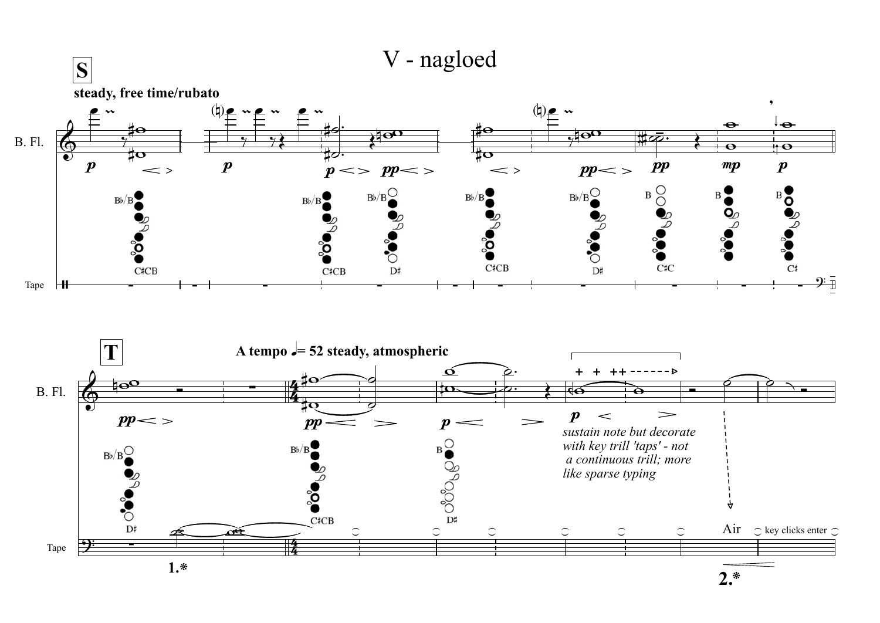# V - nagloed

**S**

**steady, free time/rubato**

B. Fl.

Tape

**T**

**A tempo ♩= 52 steady, atmospheric**

*sustain note but decorate with key trill 'taps' - not a continuous trill; more like sparse typing*

Air

key clicks enter

**1.\***

**2.\***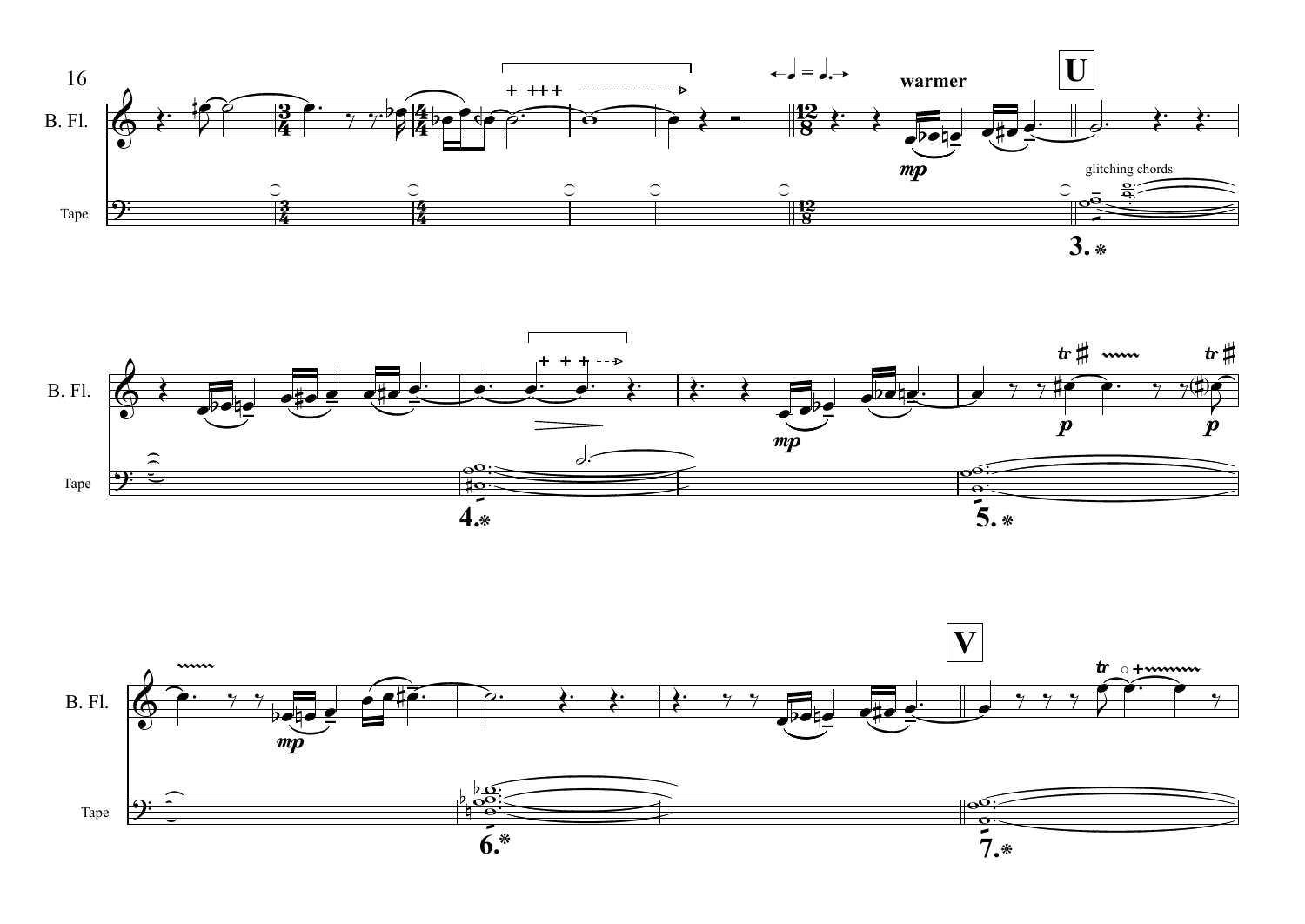B. Fl.

Tape

**warmer**

**U**

glitching chords

**3.**

B. Fl.

Tape

**4.**

**5.**

B. Fl.

Tape

**V**

**6.**

**7.**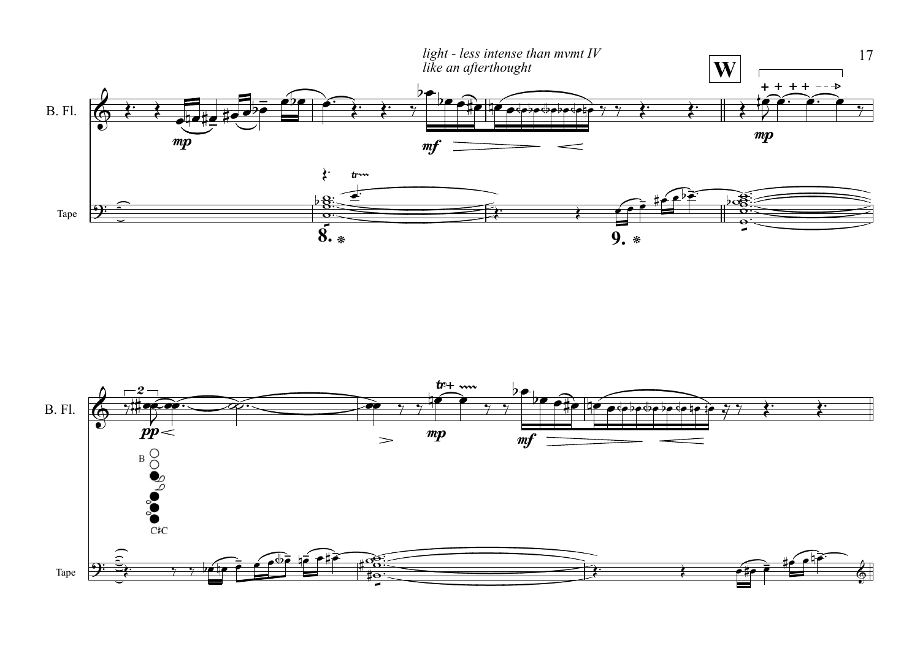*light - less intense than mvmt IV*
*like an afterthought*

**W**

B. Fl.

Tape

B. Fl.

Tape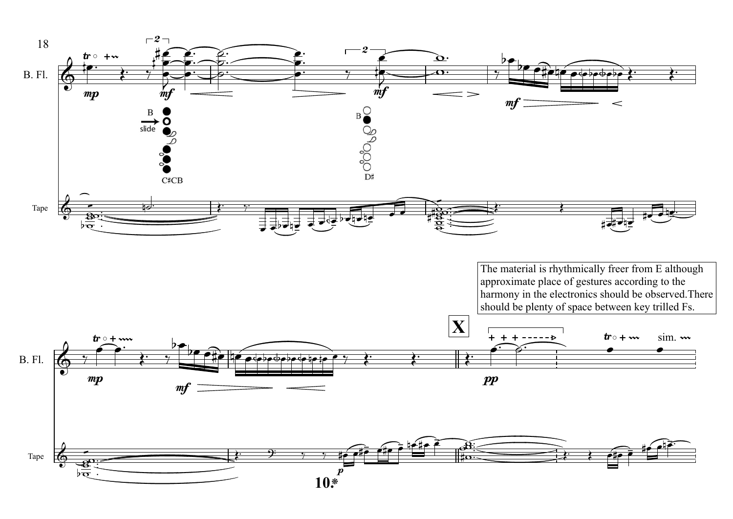The material is rhythmically freer from E although approximate place of gestures according to the harmony in the electronics should be observed.There should be plenty of space between key trilled Fs.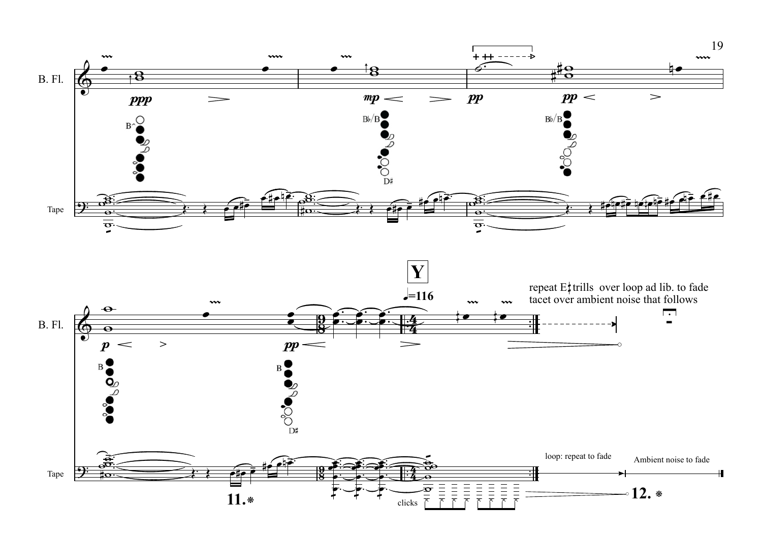B. Fl.

Tape

B. Fl.

Tape

Y

repeat E♮ trills over loop ad lib. to fade
tacet over ambient noise that follows

loop: repeat to fade

Ambient noise to fade

clicks

11.

12.